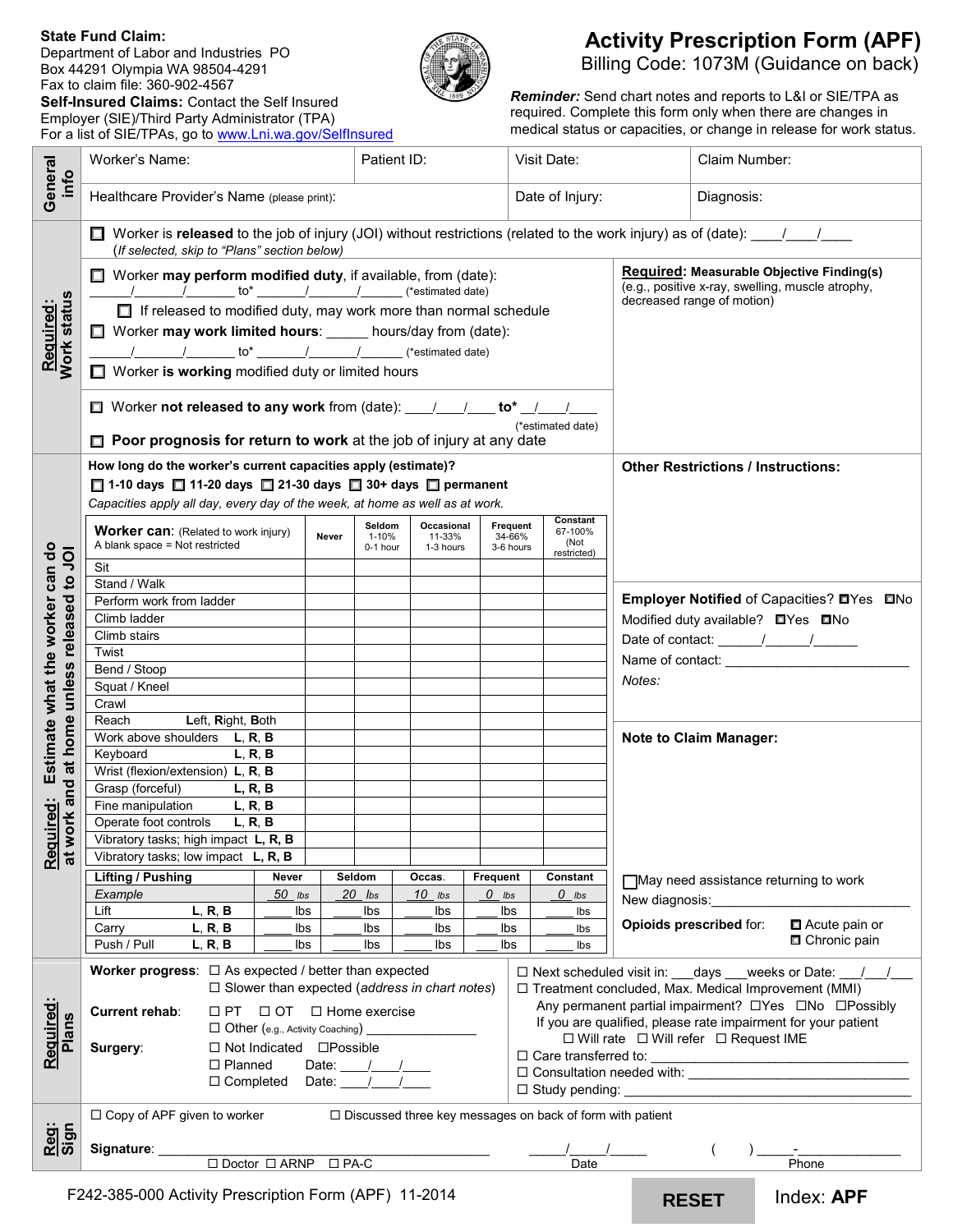**State Fund Claim:** Department of Labor and Industries PO Box 44291 Olympia WA 98504-4291
Fax to claim file: 360-902-4567
**Self-Insured Claims:** Contact the Self Insured Employer (SIE)/Third Party Administrator (TPA)
For a list of SIE/TPAs, go to www.Lni.wa.gov/SelfInsured

# Activity Prescription Form (APF)

Billing Code: 1073M (Guidance on back)

***Reminder:*** Send chart notes and reports to L&I or SIE/TPA as required. Complete this form only when there are changes in medical status or capacities, or change in release for work status.

## General info

| Worker's Name: | Patient ID: | Visit Date: | Claim Number: |
|---|---|---|---|
| Healthcare Provider's Name (please print): | | Date of Injury: | Diagnosis: |

## Required: Work status

☐ Worker is **released** to the job of injury (JOI) without restrictions (related to the work injury) as of (date): ____/____/____
(*If selected, skip to "Plans" section below*)

☐ Worker **may perform modified duty**, if available, from (date): ______/______/______ to* ______/______/______ (*estimated date)

☐ If released to modified duty, may work more than normal schedule

☐ Worker **may work limited hours**: _____ hours/day from (date): ______/______/______ to* ______/______/______ (*estimated date)

☐ Worker **is working** modified duty or limited hours

☐ Worker **not released to any work** from (date): ___/___/___ **to*** __/___/___ (*estimated date)

☐ **Poor prognosis for return to work** at the job of injury at any date

**Required**: **Measurable Objective Finding(s)** (e.g., positive x-ray, swelling, muscle atrophy, decreased range of motion)

## Required: Estimate what the worker can do at work and at home unless released to JOI

**How long do the worker's current capacities apply (estimate)?**
☐ **1-10 days** ☐ **11-20 days** ☐ **21-30 days** ☐ **30+ days** ☐ **permanent**
*Capacities apply all day, every day of the week, at home as well as at work.*

| **Worker can:** (Related to work injury) A blank space = Not restricted | Never | Seldom 1-10% 0-1 hour | Occasional 11-33% 1-3 hours | Frequent 34-66% 3-6 hours | Constant 67-100% (Not restricted) |
|---|---|---|---|---|---|
| Sit | | | | | |
| Stand / Walk | | | | | |
| Perform work from ladder | | | | | |
| Climb ladder | | | | | |
| Climb stairs | | | | | |
| Twist | | | | | |
| Bend / Stoop | | | | | |
| Squat / Kneel | | | | | |
| Crawl | | | | | |
| Reach Left, Right, Both | | | | | |
| Work above shoulders L, R, B | | | | | |
| Keyboard L, R, B | | | | | |
| Wrist (flexion/extension) L, R, B | | | | | |
| Grasp (forceful) L, R, B | | | | | |
| Fine manipulation L, R, B | | | | | |
| Operate foot controls L, R, B | | | | | |
| Vibratory tasks; high impact L, R, B | | | | | |
| Vibratory tasks; low impact L, R, B | | | | | |

| **Lifting / Pushing** | Never | Seldom | Occas. | Frequent | Constant |
|---|---|---|---|---|---|
| *Example* | 50 lbs | 20 lbs | 10 lbs | 0 lbs | 0 lbs |
| Lift L, R, B | ___ lbs | ___ lbs | ___ lbs | ___ lbs | ___ lbs |
| Carry L, R, B | ___ lbs | ___ lbs | ___ lbs | ___ lbs | ___ lbs |
| Push / Pull L, R, B | ___ lbs | ___ lbs | ___ lbs | ___ lbs | ___ lbs |

**Other Restrictions / Instructions:**

**Employer Notified** of Capacities? ☐Yes ☐No
Modified duty available? ☐Yes ☐No
Date of contact: ______/______/______
Name of contact: ________________________
*Notes:*

**Note to Claim Manager:**

☐May need assistance returning to work
New diagnosis:____________________
**Opioids prescribed** for: ☐ Acute pain or ☐ Chronic pain

## Required: Plans

**Worker progress**: ☐ As expected / better than expected
☐ Slower than expected (*address in chart notes*)

**Current rehab**: ☐ PT ☐ OT ☐ Home exercise
☐ Other (e.g., Activity Coaching) _______________

**Surgery**: ☐ Not Indicated ☐Possible
☐ Planned Date: ____/____/____
☐ Completed Date: ____/____/____

☐ Next scheduled visit in: ___days ___weeks or Date: ___/___/___
☐ Treatment concluded, Max. Medical Improvement (MMI)
Any permanent partial impairment? ☐Yes ☐No ☐Possibly
If you are qualified, please rate impairment for your patient
☐ Will rate ☐ Will refer ☐ Request IME
☐ Care transferred to: ______________________________
☐ Consultation needed with: __________________________
☐ Study pending: _________________________________

## Req: Sign

☐ Copy of APF given to worker ☐ Discussed three key messages on back of form with patient

**Signature**: ______________________________________ _____/_____/_____ ( ) _____-__________
☐ Doctor ☐ ARNP ☐ PA-C Date Phone

F242-385-000 Activity Prescription Form (APF) 11-2014

RESET

Index: **APF**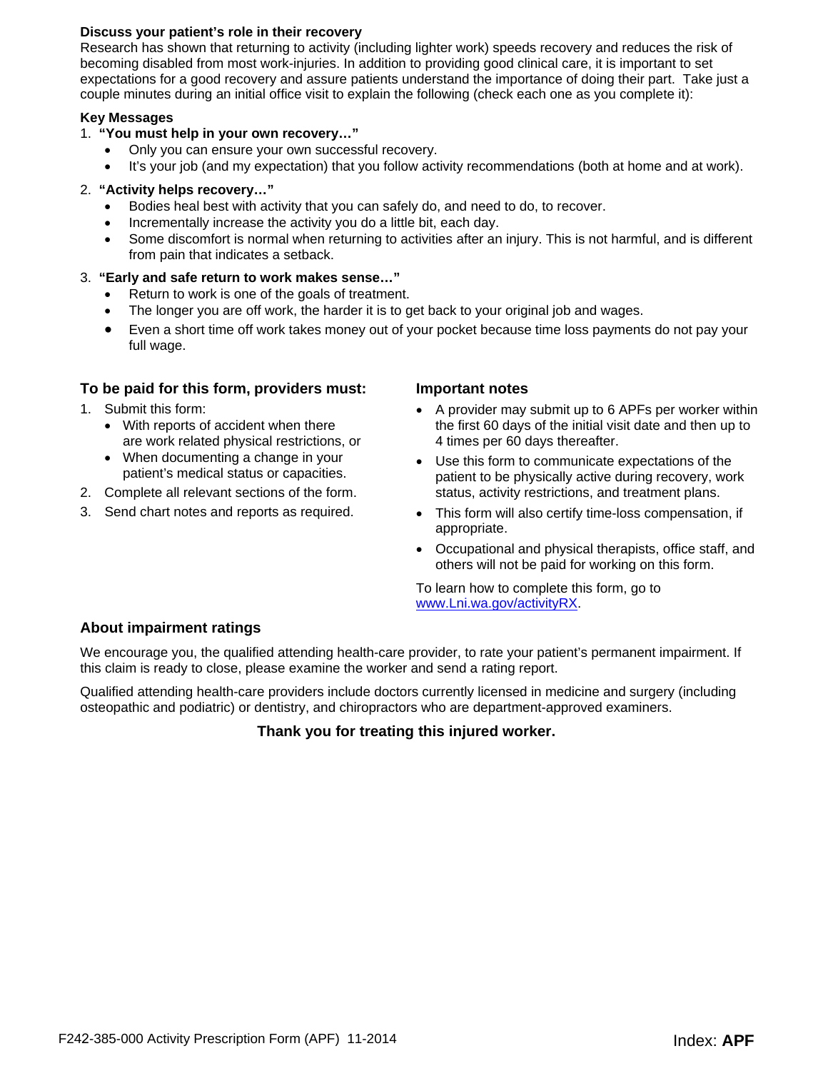**Discuss your patient's role in their recovery**

Research has shown that returning to activity (including lighter work) speeds recovery and reduces the risk of becoming disabled from most work-injuries. In addition to providing good clinical care, it is important to set expectations for a good recovery and assure patients understand the importance of doing their part. Take just a couple minutes during an initial office visit to explain the following (check each one as you complete it):

**Key Messages**

1. **"You must help in your own recovery…"**
   - Only you can ensure your own successful recovery.
   - It's your job (and my expectation) that you follow activity recommendations (both at home and at work).
2. **"Activity helps recovery…"**
   - Bodies heal best with activity that you can safely do, and need to do, to recover.
   - Incrementally increase the activity you do a little bit, each day.
   - Some discomfort is normal when returning to activities after an injury. This is not harmful, and is different from pain that indicates a setback.
3. **"Early and safe return to work makes sense…"**
   - Return to work is one of the goals of treatment.
   - The longer you are off work, the harder it is to get back to your original job and wages.
   - Even a short time off work takes money out of your pocket because time loss payments do not pay your full wage.

## To be paid for this form, providers must:

1. Submit this form:
   - With reports of accident when there are work related physical restrictions, or
   - When documenting a change in your patient's medical status or capacities.
2. Complete all relevant sections of the form.
3. Send chart notes and reports as required.

## Important notes

- A provider may submit up to 6 APFs per worker within the first 60 days of the initial visit date and then up to 4 times per 60 days thereafter.
- Use this form to communicate expectations of the patient to be physically active during recovery, work status, activity restrictions, and treatment plans.
- This form will also certify time-loss compensation, if appropriate.
- Occupational and physical therapists, office staff, and others will not be paid for working on this form.

To learn how to complete this form, go to www.Lni.wa.gov/activityRX.

## About impairment ratings

We encourage you, the qualified attending health-care provider, to rate your patient's permanent impairment. If this claim is ready to close, please examine the worker and send a rating report.

Qualified attending health-care providers include doctors currently licensed in medicine and surgery (including osteopathic and podiatric) or dentistry, and chiropractors who are department-approved examiners.

**Thank you for treating this injured worker.**

F242-385-000 Activity Prescription Form (APF) 11-2014

Index: **APF**